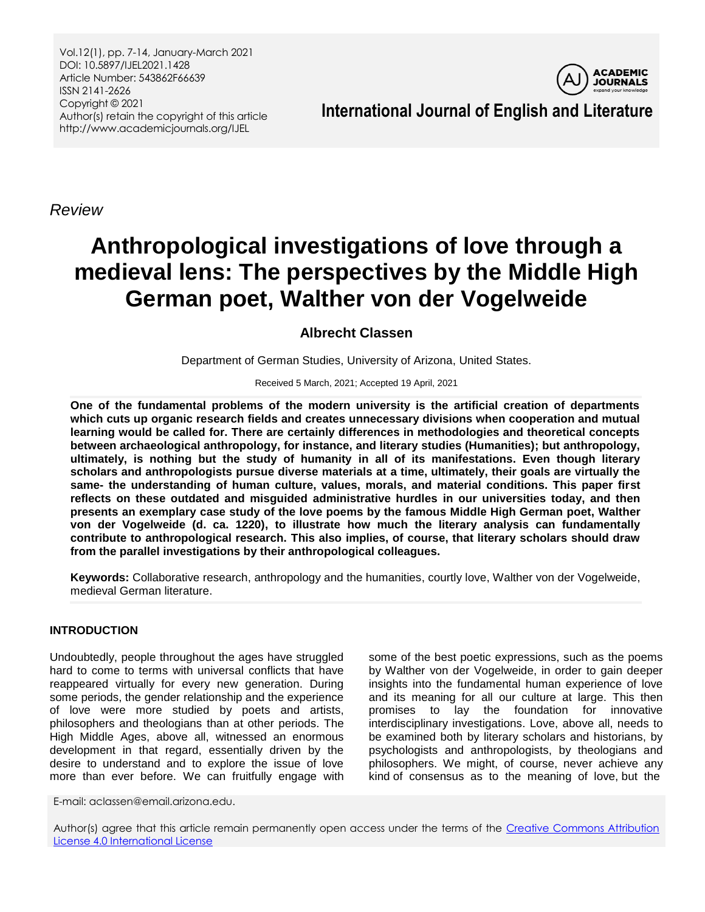*Review*

# Anthropological investigations of love through a medieval lens: The perspectives by the Middle High German poet, Walther von der Vogelweide

**Albrecht Classen**

Department of German Studies, University of Arizona, United States.

Received 5 March, 2021; Accepted 19 April, 2021

**One of the fundamental problems of the modern university is the artificial creation of departments which cuts up organic research fields and creates unnecessary divisions when cooperation and mutual learning would be called for. There are certainly differences in methodologies and theoretical concepts between archaeological anthropology, for instance, and literary studies (Humanities); but anthropology, ultimately, is nothing but the study of humanity in all of its manifestations. Even though literary scholars and anthropologists pursue diverse materials at a time, ultimately, their goals are virtually the same- the understanding of human culture, values, morals, and material conditions. This paper first reflects on these outdated and misguided administrative hurdles in our universities today, and then presents an exemplary case study of the love poems by the famous Middle High German poet, Walther von der Vogelweide (d. ca. 1220), to illustrate how much the literary analysis can fundamentally contribute to anthropological research. This also implies, of course, that literary scholars should draw from the parallel investigations by their anthropological colleagues.**

**Keywords:** Collaborative research, anthropology and the humanities, courtly love, Walther von der Vogelweide, medieval German literature.

## INTRODUCTION

Undoubtedly, people throughout the ages have struggled hard to come to terms with universal conflicts that have reappeared virtually for every new generation. During some periods, the gender relationship and the experience of love were more studied by poets and artists, philosophers and theologians than at other periods. The High Middle Ages, above all, witnessed an enormous development in that regard, essentially driven by the desire to understand and to explore the issue of love more than ever before. We can fruitfully engage with some of the best poetic expressions, such as the poems by Walther von der Vogelweide, in order to gain deeper insights into the fundamental human experience of love and its meaning for all our culture at large. This then promises to lay the foundation for innovative interdisciplinary investigations. Love, above all, needs to be examined both by literary scholars and historians, by psychologists and anthropologists, by theologians and philosophers. We might, of course, never achieve any kind of consensus as to the meaning of love, but the

E-mail: aclassen@email.arizona.edu.

Author(s) agree that this article remain permanently open access under the terms of the Creative Commons Attribution License 4.0 International License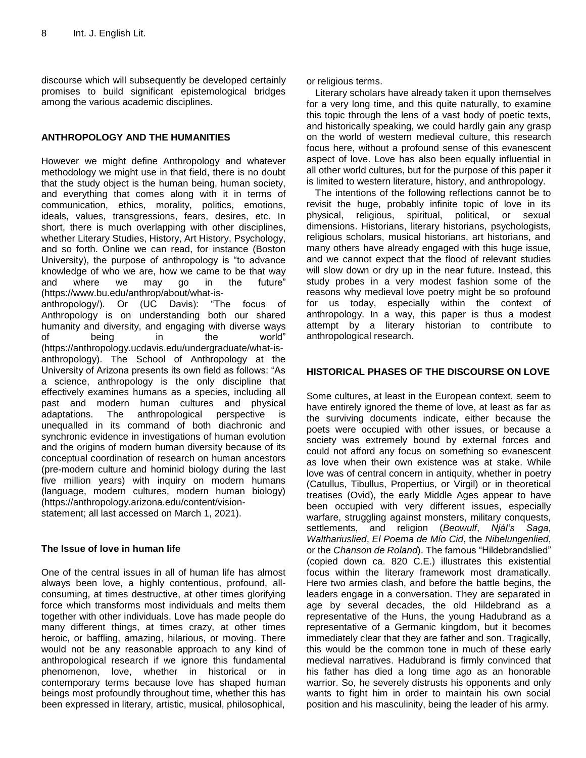discourse which will subsequently be developed certainly promises to build significant epistemological bridges among the various academic disciplines.

## ANTHROPOLOGY AND THE HUMANITIES

However we might define Anthropology and whatever methodology we might use in that field, there is no doubt that the study object is the human being, human society, and everything that comes along with it in terms of communication, ethics, morality, politics, emotions, ideals, values, transgressions, fears, desires, etc. In short, there is much overlapping with other disciplines, whether Literary Studies, History, Art History, Psychology, and so forth. Online we can read, for instance (Boston University), the purpose of anthropology is "to advance knowledge of who we are, how we came to be that way and where we may go in the future" (https://www.bu.edu/anthrop/about/what-is-anthropology/). Or (UC Davis): "The focus of Anthropology is on understanding both our shared humanity and diversity, and engaging with diverse ways of being in the world" (https://anthropology.ucdavis.edu/undergraduate/what-is-anthropology). The School of Anthropology at the University of Arizona presents its own field as follows: "As a science, anthropology is the only discipline that effectively examines humans as a species, including all past and modern human cultures and physical adaptations. The anthropological perspective is unequalled in its command of both diachronic and synchronic evidence in investigations of human evolution and the origins of modern human diversity because of its conceptual coordination of research on human ancestors (pre-modern culture and hominid biology during the last five million years) with inquiry on modern humans (language, modern cultures, modern human biology) (https://anthropology.arizona.edu/content/vision-statement; all last accessed on March 1, 2021).

### The Issue of love in human life

One of the central issues in all of human life has almost always been love, a highly contentious, profound, all-consuming, at times destructive, at other times glorifying force which transforms most individuals and melts them together with other individuals. Love has made people do many different things, at times crazy, at other times heroic, or baffling, amazing, hilarious, or moving. There would not be any reasonable approach to any kind of anthropological research if we ignore this fundamental phenomenon, love, whether in historical or in contemporary terms because love has shaped human beings most profoundly throughout time, whether this has been expressed in literary, artistic, musical, philosophical, or religious terms.

Literary scholars have already taken it upon themselves for a very long time, and this quite naturally, to examine this topic through the lens of a vast body of poetic texts, and historically speaking, we could hardly gain any grasp on the world of western medieval culture, this research focus here, without a profound sense of this evanescent aspect of love. Love has also been equally influential in all other world cultures, but for the purpose of this paper it is limited to western literature, history, and anthropology.

The intentions of the following reflections cannot be to revisit the huge, probably infinite topic of love in its physical, religious, spiritual, political, or sexual dimensions. Historians, literary historians, psychologists, religious scholars, musical historians, art historians, and many others have already engaged with this huge issue, and we cannot expect that the flood of relevant studies will slow down or dry up in the near future. Instead, this study probes in a very modest fashion some of the reasons why medieval love poetry might be so profound for us today, especially within the context of anthropology. In a way, this paper is thus a modest attempt by a literary historian to contribute to anthropological research.

## HISTORICAL PHASES OF THE DISCOURSE ON LOVE

Some cultures, at least in the European context, seem to have entirely ignored the theme of love, at least as far as the surviving documents indicate, either because the poets were occupied with other issues, or because a society was extremely bound by external forces and could not afford any focus on something so evanescent as love when their own existence was at stake. While love was of central concern in antiquity, whether in poetry (Catullus, Tibullus, Propertius, or Virgil) or in theoretical treatises (Ovid), the early Middle Ages appear to have been occupied with very different issues, especially warfare, struggling against monsters, military conquests, settlements, and religion (*Beowulf*, *Njál's Saga*, *Walthariuslied*, *El Poema de Mío Cid*, the *Nibelungenlied*, or the *Chanson de Roland*). The famous "Hildebrandslied" (copied down ca. 820 C.E.) illustrates this existential focus within the literary framework most dramatically. Here two armies clash, and before the battle begins, the leaders engage in a conversation. They are separated in age by several decades, the old Hildebrand as a representative of the Huns, the young Hadubrand as a representative of a Germanic kingdom, but it becomes immediately clear that they are father and son. Tragically, this would be the common tone in much of these early medieval narratives. Hadubrand is firmly convinced that his father has died a long time ago as an honorable warrior. So, he severely distrusts his opponents and only wants to fight him in order to maintain his own social position and his masculinity, being the leader of his army.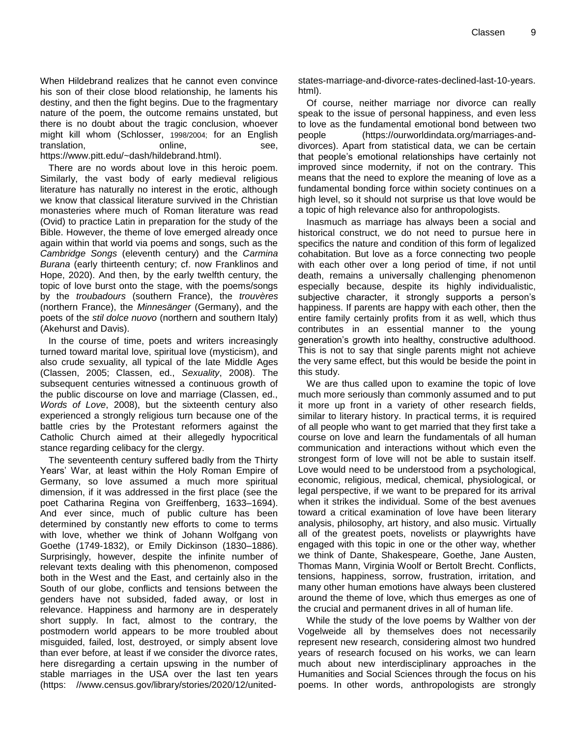When Hildebrand realizes that he cannot even convince his son of their close blood relationship, he laments his destiny, and then the fight begins. Due to the fragmentary nature of the poem, the outcome remains unstated, but there is no doubt about the tragic conclusion, whoever might kill whom (Schlosser, 1998/2004; for an English translation, online, see, https://www.pitt.edu/~dash/hildebrand.html).

There are no words about love in this heroic poem. Similarly, the vast body of early medieval religious literature has naturally no interest in the erotic, although we know that classical literature survived in the Christian monasteries where much of Roman literature was read (Ovid) to practice Latin in preparation for the study of the Bible. However, the theme of love emerged already once again within that world via poems and songs, such as the *Cambridge Songs* (eleventh century) and the *Carmina Burana* (early thirteenth century; cf. now Franklinos and Hope, 2020). And then, by the early twelfth century, the topic of love burst onto the stage, with the poems/songs by the *troubadours* (southern France), the *trouvères* (northern France), the *Minnesänger* (Germany), and the poets of the *stil dolce nuovo* (northern and southern Italy) (Akehurst and Davis).

In the course of time, poets and writers increasingly turned toward marital love, spiritual love (mysticism), and also crude sexuality, all typical of the late Middle Ages (Classen, 2005; Classen, ed., *Sexuality*, 2008). The subsequent centuries witnessed a continuous growth of the public discourse on love and marriage (Classen, ed., *Words of Love*, 2008), but the sixteenth century also experienced a strongly religious turn because one of the battle cries by the Protestant reformers against the Catholic Church aimed at their allegedly hypocritical stance regarding celibacy for the clergy.

The seventeenth century suffered badly from the Thirty Years' War, at least within the Holy Roman Empire of Germany, so love assumed a much more spiritual dimension, if it was addressed in the first place (see the poet Catharina Regina von Greiffenberg, 1633–1694). And ever since, much of public culture has been determined by constantly new efforts to come to terms with love, whether we think of Johann Wolfgang von Goethe (1749-1832), or Emily Dickinson (1830–1886). Surprisingly, however, despite the infinite number of relevant texts dealing with this phenomenon, composed both in the West and the East, and certainly also in the South of our globe, conflicts and tensions between the genders have not subsided, faded away, or lost in relevance. Happiness and harmony are in desperately short supply. In fact, almost to the contrary, the postmodern world appears to be more troubled about misguided, failed, lost, destroyed, or simply absent love than ever before, at least if we consider the divorce rates, here disregarding a certain upswing in the number of stable marriages in the USA over the last ten years (https: //www.census.gov/library/stories/2020/12/united-states-marriage-and-divorce-rates-declined-last-10-years.html).

Of course, neither marriage nor divorce can really speak to the issue of personal happiness, and even less to love as the fundamental emotional bond between two people (https://ourworldindata.org/marriages-and-divorces). Apart from statistical data, we can be certain that people's emotional relationships have certainly not improved since modernity, if not on the contrary. This means that the need to explore the meaning of love as a fundamental bonding force within society continues on a high level, so it should not surprise us that love would be a topic of high relevance also for anthropologists.

Inasmuch as marriage has always been a social and historical construct, we do not need to pursue here in specifics the nature and condition of this form of legalized cohabitation. But love as a force connecting two people with each other over a long period of time, if not until death, remains a universally challenging phenomenon especially because, despite its highly individualistic, subjective character, it strongly supports a person's happiness. If parents are happy with each other, then the entire family certainly profits from it as well, which thus contributes in an essential manner to the young generation's growth into healthy, constructive adulthood. This is not to say that single parents might not achieve the very same effect, but this would be beside the point in this study.

We are thus called upon to examine the topic of love much more seriously than commonly assumed and to put it more up front in a variety of other research fields, similar to literary history. In practical terms, it is required of all people who want to get married that they first take a course on love and learn the fundamentals of all human communication and interactions without which even the strongest form of love will not be able to sustain itself. Love would need to be understood from a psychological, economic, religious, medical, chemical, physiological, or legal perspective, if we want to be prepared for its arrival when it strikes the individual. Some of the best avenues toward a critical examination of love have been literary analysis, philosophy, art history, and also music. Virtually all of the greatest poets, novelists or playwrights have engaged with this topic in one or the other way, whether we think of Dante, Shakespeare, Goethe, Jane Austen, Thomas Mann, Virginia Woolf or Bertolt Brecht. Conflicts, tensions, happiness, sorrow, frustration, irritation, and many other human emotions have always been clustered around the theme of love, which thus emerges as one of the crucial and permanent drives in all of human life.

While the study of the love poems by Walther von der Vogelweide all by themselves does not necessarily represent new research, considering almost two hundred years of research focused on his works, we can learn much about new interdisciplinary approaches in the Humanities and Social Sciences through the focus on his poems. In other words, anthropologists are strongly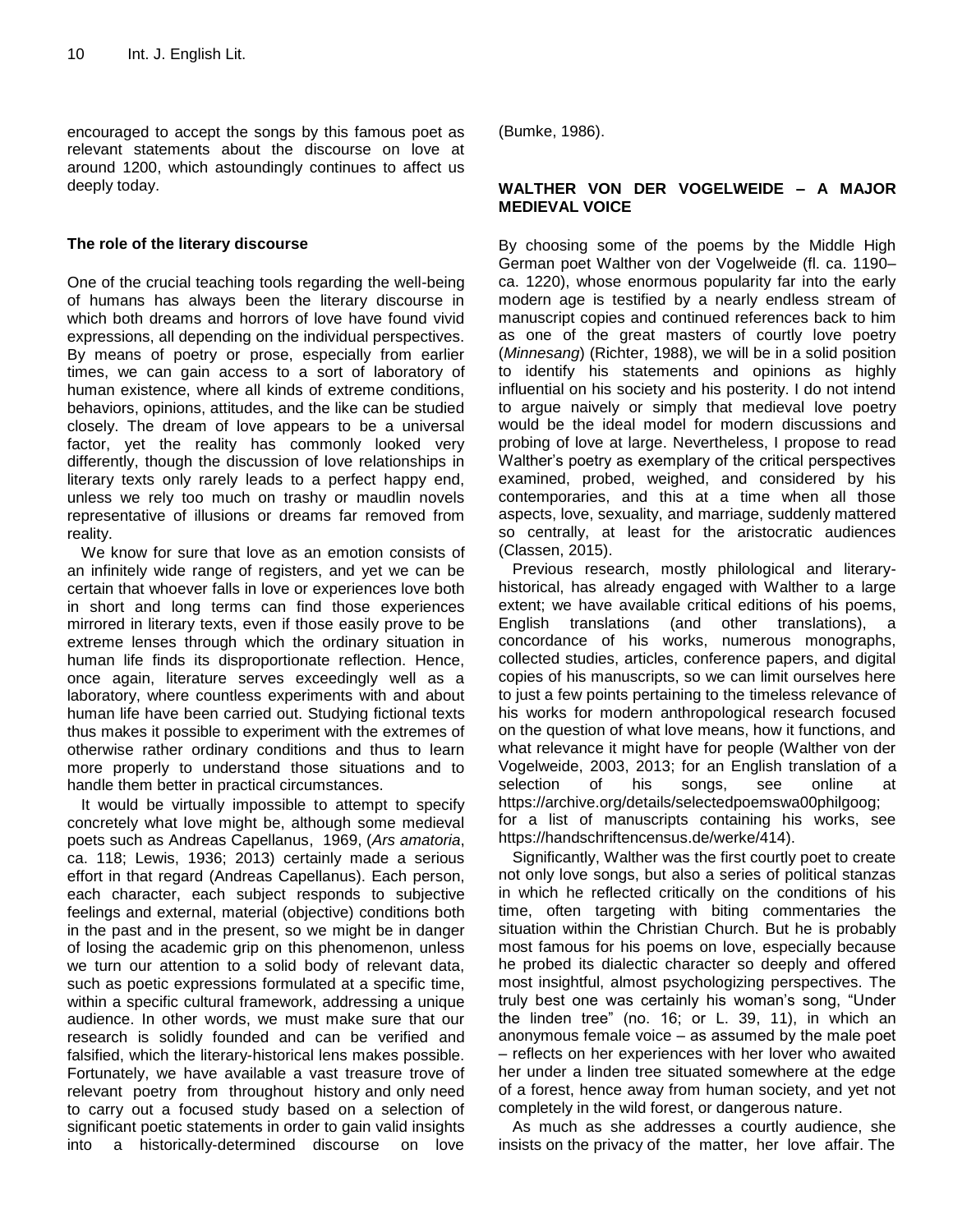encouraged to accept the songs by this famous poet as relevant statements about the discourse on love at around 1200, which astoundingly continues to affect us deeply today.

### The role of the literary discourse

One of the crucial teaching tools regarding the well-being of humans has always been the literary discourse in which both dreams and horrors of love have found vivid expressions, all depending on the individual perspectives. By means of poetry or prose, especially from earlier times, we can gain access to a sort of laboratory of human existence, where all kinds of extreme conditions, behaviors, opinions, attitudes, and the like can be studied closely. The dream of love appears to be a universal factor, yet the reality has commonly looked very differently, though the discussion of love relationships in literary texts only rarely leads to a perfect happy end, unless we rely too much on trashy or maudlin novels representative of illusions or dreams far removed from reality.

We know for sure that love as an emotion consists of an infinitely wide range of registers, and yet we can be certain that whoever falls in love or experiences love both in short and long terms can find those experiences mirrored in literary texts, even if those easily prove to be extreme lenses through which the ordinary situation in human life finds its disproportionate reflection. Hence, once again, literature serves exceedingly well as a laboratory, where countless experiments with and about human life have been carried out. Studying fictional texts thus makes it possible to experiment with the extremes of otherwise rather ordinary conditions and thus to learn more properly to understand those situations and to handle them better in practical circumstances.

It would be virtually impossible to attempt to specify concretely what love might be, although some medieval poets such as Andreas Capellanus, 1969, (*Ars amatoria*, ca. 118; Lewis, 1936; 2013) certainly made a serious effort in that regard (Andreas Capellanus). Each person, each character, each subject responds to subjective feelings and external, material (objective) conditions both in the past and in the present, so we might be in danger of losing the academic grip on this phenomenon, unless we turn our attention to a solid body of relevant data, such as poetic expressions formulated at a specific time, within a specific cultural framework, addressing a unique audience. In other words, we must make sure that our research is solidly founded and can be verified and falsified, which the literary-historical lens makes possible. Fortunately, we have available a vast treasure trove of relevant poetry from throughout history and only need to carry out a focused study based on a selection of significant poetic statements in order to gain valid insights into a historically-determined discourse on love (Bumke, 1986).

### WALTHER VON DER VOGELWEIDE – A MAJOR MEDIEVAL VOICE

By choosing some of the poems by the Middle High German poet Walther von der Vogelweide (fl. ca. 1190–ca. 1220), whose enormous popularity far into the early modern age is testified by a nearly endless stream of manuscript copies and continued references back to him as one of the great masters of courtly love poetry (*Minnesang*) (Richter, 1988), we will be in a solid position to identify his statements and opinions as highly influential on his society and his posterity. I do not intend to argue naively or simply that medieval love poetry would be the ideal model for modern discussions and probing of love at large. Nevertheless, I propose to read Walther's poetry as exemplary of the critical perspectives examined, probed, weighed, and considered by his contemporaries, and this at a time when all those aspects, love, sexuality, and marriage, suddenly mattered so centrally, at least for the aristocratic audiences (Classen, 2015).

Previous research, mostly philological and literary-historical, has already engaged with Walther to a large extent; we have available critical editions of his poems, English translations (and other translations), a concordance of his works, numerous monographs, collected studies, articles, conference papers, and digital copies of his manuscripts, so we can limit ourselves here to just a few points pertaining to the timeless relevance of his works for modern anthropological research focused on the question of what love means, how it functions, and what relevance it might have for people (Walther von der Vogelweide, 2003, 2013; for an English translation of a selection of his songs, see online at https://archive.org/details/selectedpoemswa00philgoog; for a list of manuscripts containing his works, see https://handschriftencensus.de/werke/414).

Significantly, Walther was the first courtly poet to create not only love songs, but also a series of political stanzas in which he reflected critically on the conditions of his time, often targeting with biting commentaries the situation within the Christian Church. But he is probably most famous for his poems on love, especially because he probed its dialectic character so deeply and offered most insightful, almost psychologizing perspectives. The truly best one was certainly his woman's song, "Under the linden tree" (no. 16; or L. 39, 11), in which an anonymous female voice – as assumed by the male poet – reflects on her experiences with her lover who awaited her under a linden tree situated somewhere at the edge of a forest, hence away from human society, and yet not completely in the wild forest, or dangerous nature.

As much as she addresses a courtly audience, she insists on the privacy of the matter, her love affair. The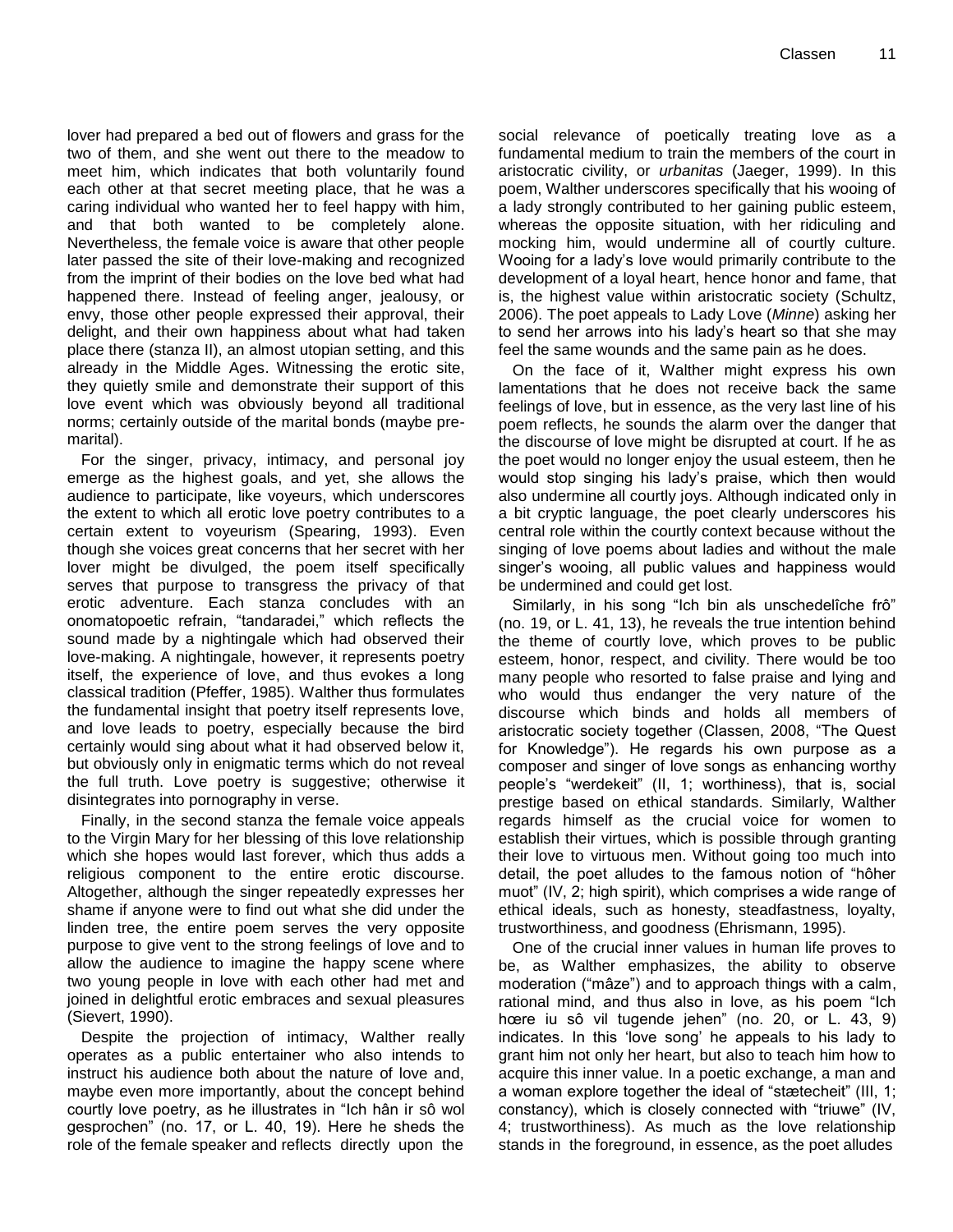lover had prepared a bed out of flowers and grass for the two of them, and she went out there to the meadow to meet him, which indicates that both voluntarily found each other at that secret meeting place, that he was a caring individual who wanted her to feel happy with him, and that both wanted to be completely alone. Nevertheless, the female voice is aware that other people later passed the site of their love-making and recognized from the imprint of their bodies on the love bed what had happened there. Instead of feeling anger, jealousy, or envy, those other people expressed their approval, their delight, and their own happiness about what had taken place there (stanza II), an almost utopian setting, and this already in the Middle Ages. Witnessing the erotic site, they quietly smile and demonstrate their support of this love event which was obviously beyond all traditional norms; certainly outside of the marital bonds (maybe pre-marital).

For the singer, privacy, intimacy, and personal joy emerge as the highest goals, and yet, she allows the audience to participate, like voyeurs, which underscores the extent to which all erotic love poetry contributes to a certain extent to voyeurism (Spearing, 1993). Even though she voices great concerns that her secret with her lover might be divulged, the poem itself specifically serves that purpose to transgress the privacy of that erotic adventure. Each stanza concludes with an onomatopoetic refrain, "tandaradei," which reflects the sound made by a nightingale which had observed their love-making. A nightingale, however, it represents poetry itself, the experience of love, and thus evokes a long classical tradition (Pfeffer, 1985). Walther thus formulates the fundamental insight that poetry itself represents love, and love leads to poetry, especially because the bird certainly would sing about what it had observed below it, but obviously only in enigmatic terms which do not reveal the full truth. Love poetry is suggestive; otherwise it disintegrates into pornography in verse.

Finally, in the second stanza the female voice appeals to the Virgin Mary for her blessing of this love relationship which she hopes would last forever, which thus adds a religious component to the entire erotic discourse. Altogether, although the singer repeatedly expresses her shame if anyone were to find out what she did under the linden tree, the entire poem serves the very opposite purpose to give vent to the strong feelings of love and to allow the audience to imagine the happy scene where two young people in love with each other had met and joined in delightful erotic embraces and sexual pleasures (Sievert, 1990).

Despite the projection of intimacy, Walther really operates as a public entertainer who also intends to instruct his audience both about the nature of love and, maybe even more importantly, about the concept behind courtly love poetry, as he illustrates in "Ich hân ir sô wol gesprochen" (no. 17, or L. 40, 19). Here he sheds the role of the female speaker and reflects directly upon the social relevance of poetically treating love as a fundamental medium to train the members of the court in aristocratic civility, or *urbanitas* (Jaeger, 1999). In this poem, Walther underscores specifically that his wooing of a lady strongly contributed to her gaining public esteem, whereas the opposite situation, with her ridiculing and mocking him, would undermine all of courtly culture. Wooing for a lady's love would primarily contribute to the development of a loyal heart, hence honor and fame, that is, the highest value within aristocratic society (Schultz, 2006). The poet appeals to Lady Love (*Minne*) asking her to send her arrows into his lady's heart so that she may feel the same wounds and the same pain as he does.

On the face of it, Walther might express his own lamentations that he does not receive back the same feelings of love, but in essence, as the very last line of his poem reflects, he sounds the alarm over the danger that the discourse of love might be disrupted at court. If he as the poet would no longer enjoy the usual esteem, then he would stop singing his lady's praise, which then would also undermine all courtly joys. Although indicated only in a bit cryptic language, the poet clearly underscores his central role within the courtly context because without the singing of love poems about ladies and without the male singer's wooing, all public values and happiness would be undermined and could get lost.

Similarly, in his song "Ich bin als unschedelîche frô" (no. 19, or L. 41, 13), he reveals the true intention behind the theme of courtly love, which proves to be public esteem, honor, respect, and civility. There would be too many people who resorted to false praise and lying and who would thus endanger the very nature of the discourse which binds and holds all members of aristocratic society together (Classen, 2008, "The Quest for Knowledge"). He regards his own purpose as a composer and singer of love songs as enhancing worthy people's "werdekeit" (II, 1; worthiness), that is, social prestige based on ethical standards. Similarly, Walther regards himself as the crucial voice for women to establish their virtues, which is possible through granting their love to virtuous men. Without going too much into detail, the poet alludes to the famous notion of "hôher muot" (IV, 2; high spirit), which comprises a wide range of ethical ideals, such as honesty, steadfastness, loyalty, trustworthiness, and goodness (Ehrismann, 1995).

One of the crucial inner values in human life proves to be, as Walther emphasizes, the ability to observe moderation ("mâze") and to approach things with a calm, rational mind, and thus also in love, as his poem "Ich hœre iu sô vil tugende jehen" (no. 20, or L. 43, 9) indicates. In this 'love song' he appeals to his lady to grant him not only her heart, but also to teach him how to acquire this inner value. In a poetic exchange, a man and a woman explore together the ideal of "stætecheit" (III, 1; constancy), which is closely connected with "triuwe" (IV, 4; trustworthiness). As much as the love relationship stands in the foreground, in essence, as the poet alludes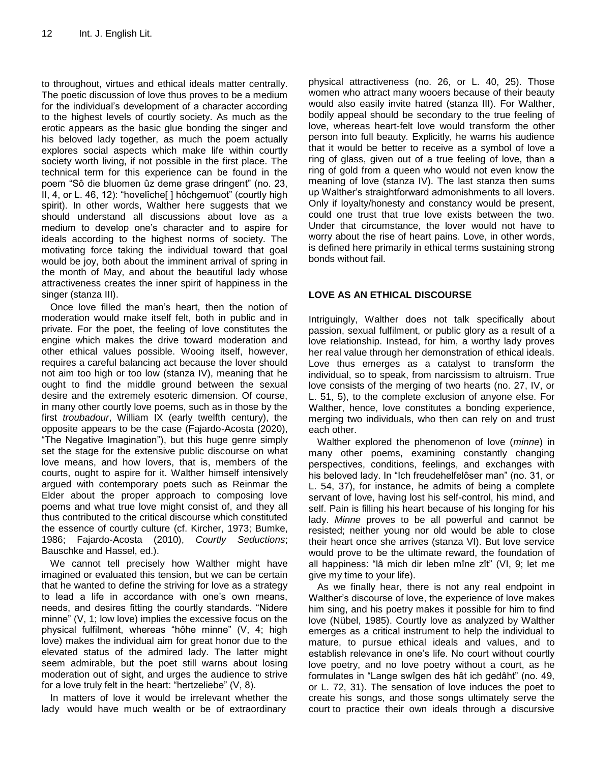to throughout, virtues and ethical ideals matter centrally. The poetic discussion of love thus proves to be a medium for the individual's development of a character according to the highest levels of courtly society. As much as the erotic appears as the basic glue bonding the singer and his beloved lady together, as much the poem actually explores social aspects which make life within courtly society worth living, if not possible in the first place. The technical term for this experience can be found in the poem "Sô die bluomen ûz deme grase dringent" (no. 23, II, 4, or L. 46, 12): "hovelîche[ ] hôchgemuot" (courtly high spirit). In other words, Walther here suggests that we should understand all discussions about love as a medium to develop one's character and to aspire for ideals according to the highest norms of society. The motivating force taking the individual toward that goal would be joy, both about the imminent arrival of spring in the month of May, and about the beautiful lady whose attractiveness creates the inner spirit of happiness in the singer (stanza III).

Once love filled the man's heart, then the notion of moderation would make itself felt, both in public and in private. For the poet, the feeling of love constitutes the engine which makes the drive toward moderation and other ethical values possible. Wooing itself, however, requires a careful balancing act because the lover should not aim too high or too low (stanza IV), meaning that he ought to find the middle ground between the sexual desire and the extremely esoteric dimension. Of course, in many other courtly love poems, such as in those by the first *troubadour*, William IX (early twelfth century), the opposite appears to be the case (Fajardo-Acosta (2020), "The Negative Imagination"), but this huge genre simply set the stage for the extensive public discourse on what love means, and how lovers, that is, members of the courts, ought to aspire for it. Walther himself intensively argued with contemporary poets such as Reinmar the Elder about the proper approach to composing love poems and what true love might consist of, and they all thus contributed to the critical discourse which constituted the essence of courtly culture (cf. Kircher, 1973; Bumke, 1986; Fajardo-Acosta (2010), *Courtly Seductions*; Bauschke and Hassel, ed.).

We cannot tell precisely how Walther might have imagined or evaluated this tension, but we can be certain that he wanted to define the striving for love as a strategy to lead a life in accordance with one's own means, needs, and desires fitting the courtly standards. "Nidere minne" (V, 1; low love) implies the excessive focus on the physical fulfilment, whereas "hôhe minne" (V, 4; high love) makes the individual aim for great honor due to the elevated status of the admired lady. The latter might seem admirable, but the poet still warns about losing moderation out of sight, and urges the audience to strive for a love truly felt in the heart: "hertzeliebe" (V, 8).

In matters of love it would be irrelevant whether the lady would have much wealth or be of extraordinary physical attractiveness (no. 26, or L. 40, 25). Those women who attract many wooers because of their beauty would also easily invite hatred (stanza III). For Walther, bodily appeal should be secondary to the true feeling of love, whereas heart-felt love would transform the other person into full beauty. Explicitly, he warns his audience that it would be better to receive as a symbol of love a ring of glass, given out of a true feeling of love, than a ring of gold from a queen who would not even know the meaning of love (stanza IV). The last stanza then sums up Walther's straightforward admonishments to all lovers. Only if loyalty/honesty and constancy would be present, could one trust that true love exists between the two. Under that circumstance, the lover would not have to worry about the rise of heart pains. Love, in other words, is defined here primarily in ethical terms sustaining strong bonds without fail.

## LOVE AS AN ETHICAL DISCOURSE

Intriguingly, Walther does not talk specifically about passion, sexual fulfilment, or public glory as a result of a love relationship. Instead, for him, a worthy lady proves her real value through her demonstration of ethical ideals. Love thus emerges as a catalyst to transform the individual, so to speak, from narcissism to altruism. True love consists of the merging of two hearts (no. 27, IV, or L. 51, 5), to the complete exclusion of anyone else. For Walther, hence, love constitutes a bonding experience, merging two individuals, who then can rely on and trust each other.

Walther explored the phenomenon of love (*minne*) in many other poems, examining constantly changing perspectives, conditions, feelings, and exchanges with his beloved lady. In "Ich freudehelfelôser man" (no. 31, or L. 54, 37), for instance, he admits of being a complete servant of love, having lost his self-control, his mind, and self. Pain is filling his heart because of his longing for his lady. *Minne* proves to be all powerful and cannot be resisted; neither young nor old would be able to close their heart once she arrives (stanza VI). But love service would prove to be the ultimate reward, the foundation of all happiness: "lâ mich dir leben mîne zît" (VI, 9; let me give my time to your life).

As we finally hear, there is not any real endpoint in Walther's discourse of love, the experience of love makes him sing, and his poetry makes it possible for him to find love (Nübel, 1985). Courtly love as analyzed by Walther emerges as a critical instrument to help the individual to mature, to pursue ethical ideals and values, and to establish relevance in one's life. No court without courtly love poetry, and no love poetry without a court, as he formulates in "Lange swîgen des hât ich gedâht" (no. 49, or L. 72, 31). The sensation of love induces the poet to create his songs, and those songs ultimately serve the court to practice their own ideals through a discursive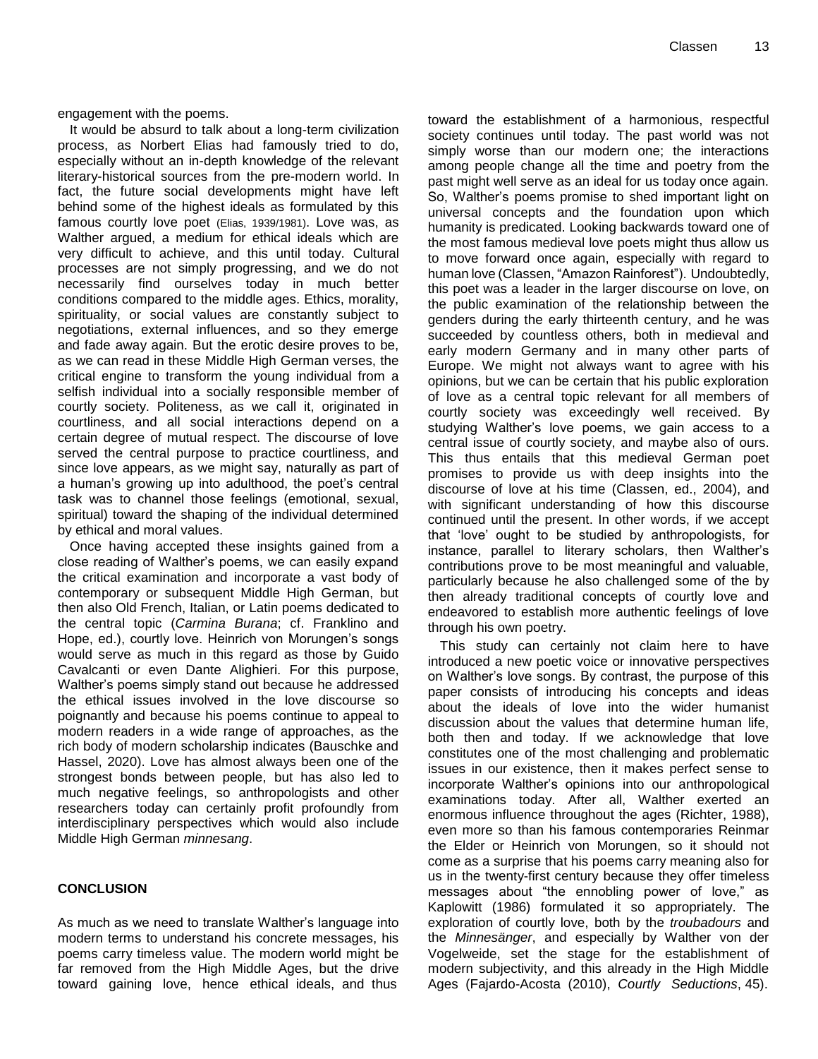engagement with the poems.

It would be absurd to talk about a long-term civilization process, as Norbert Elias had famously tried to do, especially without an in-depth knowledge of the relevant literary-historical sources from the pre-modern world. In fact, the future social developments might have left behind some of the highest ideals as formulated by this famous courtly love poet (Elias, 1939/1981). Love was, as Walther argued, a medium for ethical ideals which are very difficult to achieve, and this until today. Cultural processes are not simply progressing, and we do not necessarily find ourselves today in much better conditions compared to the middle ages. Ethics, morality, spirituality, or social values are constantly subject to negotiations, external influences, and so they emerge and fade away again. But the erotic desire proves to be, as we can read in these Middle High German verses, the critical engine to transform the young individual from a selfish individual into a socially responsible member of courtly society. Politeness, as we call it, originated in courtliness, and all social interactions depend on a certain degree of mutual respect. The discourse of love served the central purpose to practice courtliness, and since love appears, as we might say, naturally as part of a human's growing up into adulthood, the poet's central task was to channel those feelings (emotional, sexual, spiritual) toward the shaping of the individual determined by ethical and moral values.

Once having accepted these insights gained from a close reading of Walther's poems, we can easily expand the critical examination and incorporate a vast body of contemporary or subsequent Middle High German, but then also Old French, Italian, or Latin poems dedicated to the central topic (*Carmina Burana*; cf. Franklino and Hope, ed.), courtly love. Heinrich von Morungen's songs would serve as much in this regard as those by Guido Cavalcanti or even Dante Alighieri. For this purpose, Walther's poems simply stand out because he addressed the ethical issues involved in the love discourse so poignantly and because his poems continue to appeal to modern readers in a wide range of approaches, as the rich body of modern scholarship indicates (Bauschke and Hassel, 2020). Love has almost always been one of the strongest bonds between people, but has also led to much negative feelings, so anthropologists and other researchers today can certainly profit profoundly from interdisciplinary perspectives which would also include Middle High German *minnesang*.

## CONCLUSION

As much as we need to translate Walther's language into modern terms to understand his concrete messages, his poems carry timeless value. The modern world might be far removed from the High Middle Ages, but the drive toward gaining love, hence ethical ideals, and thus toward the establishment of a harmonious, respectful society continues until today. The past world was not simply worse than our modern one; the interactions among people change all the time and poetry from the past might well serve as an ideal for us today once again. So, Walther's poems promise to shed important light on universal concepts and the foundation upon which humanity is predicated. Looking backwards toward one of the most famous medieval love poets might thus allow us to move forward once again, especially with regard to human love (Classen, "Amazon Rainforest"). Undoubtedly, this poet was a leader in the larger discourse on love, on the public examination of the relationship between the genders during the early thirteenth century, and he was succeeded by countless others, both in medieval and early modern Germany and in many other parts of Europe. We might not always want to agree with his opinions, but we can be certain that his public exploration of love as a central topic relevant for all members of courtly society was exceedingly well received. By studying Walther's love poems, we gain access to a central issue of courtly society, and maybe also of ours. This thus entails that this medieval German poet promises to provide us with deep insights into the discourse of love at his time (Classen, ed., 2004), and with significant understanding of how this discourse continued until the present. In other words, if we accept that 'love' ought to be studied by anthropologists, for instance, parallel to literary scholars, then Walther's contributions prove to be most meaningful and valuable, particularly because he also challenged some of the by then already traditional concepts of courtly love and endeavored to establish more authentic feelings of love through his own poetry.

This study can certainly not claim here to have introduced a new poetic voice or innovative perspectives on Walther's love songs. By contrast, the purpose of this paper consists of introducing his concepts and ideas about the ideals of love into the wider humanist discussion about the values that determine human life, both then and today. If we acknowledge that love constitutes one of the most challenging and problematic issues in our existence, then it makes perfect sense to incorporate Walther's opinions into our anthropological examinations today. After all, Walther exerted an enormous influence throughout the ages (Richter, 1988), even more so than his famous contemporaries Reinmar the Elder or Heinrich von Morungen, so it should not come as a surprise that his poems carry meaning also for us in the twenty-first century because they offer timeless messages about "the ennobling power of love," as Kaplowitt (1986) formulated it so appropriately. The exploration of courtly love, both by the *troubadours* and the *Minnesänger*, and especially by Walther von der Vogelweide, set the stage for the establishment of modern subjectivity, and this already in the High Middle Ages (Fajardo-Acosta (2010), *Courtly Seductions*, 45).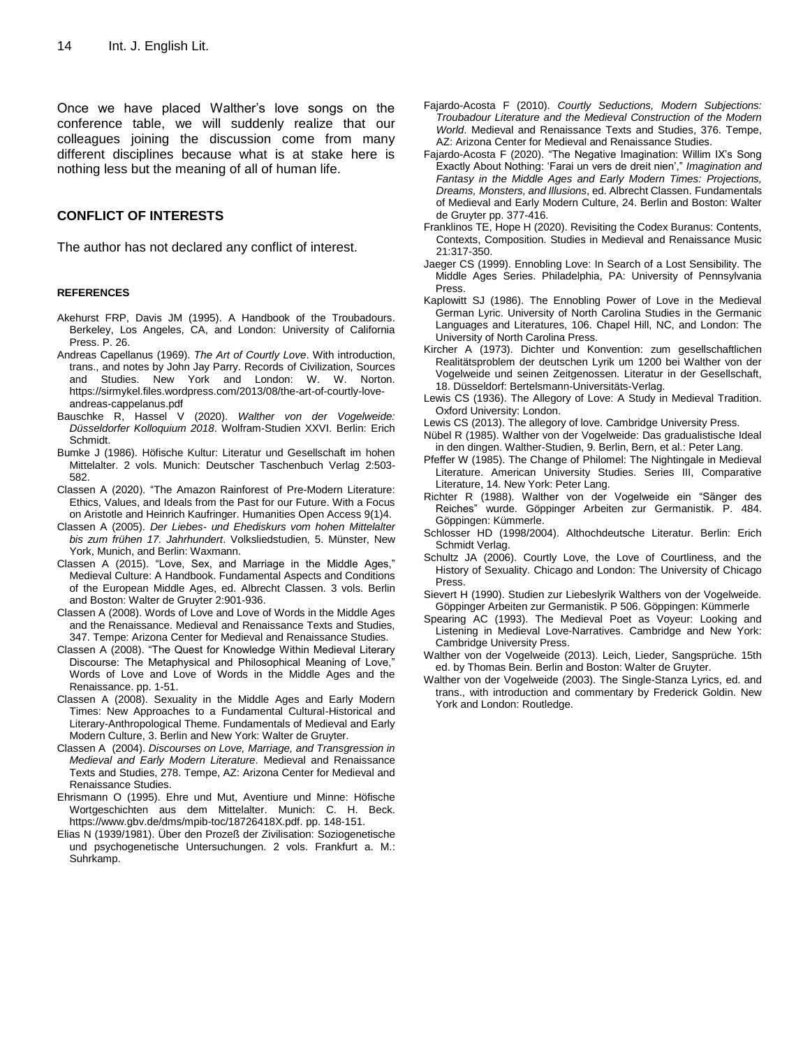Once we have placed Walther's love songs on the conference table, we will suddenly realize that our colleagues joining the discussion come from many different disciplines because what is at stake here is nothing less but the meaning of all of human life.

## CONFLICT OF INTERESTS

The author has not declared any conflict of interest.

### REFERENCES

Akehurst FRP, Davis JM (1995). A Handbook of the Troubadours. Berkeley, Los Angeles, CA, and London: University of California Press. P. 26.

Andreas Capellanus (1969). *The Art of Courtly Love*. With introduction, trans., and notes by John Jay Parry. Records of Civilization, Sources and Studies. New York and London: W. W. Norton. https://sirmykel.files.wordpress.com/2013/08/the-art-of-courtly-love-andreas-cappelanus.pdf

Bauschke R, Hassel V (2020). *Walther von der Vogelweide: Düsseldorfer Kolloquium 2018*. Wolfram-Studien XXVI. Berlin: Erich Schmidt.

Bumke J (1986). Höfische Kultur: Literatur und Gesellschaft im hohen Mittelalter. 2 vols. Munich: Deutscher Taschenbuch Verlag 2:503-582.

Classen A (2020). "The Amazon Rainforest of Pre-Modern Literature: Ethics, Values, and Ideals from the Past for our Future. With a Focus on Aristotle and Heinrich Kaufringer. Humanities Open Access 9(1)4.

Classen A (2005). *Der Liebes- und Ehediskurs vom hohen Mittelalter bis zum frühen 17. Jahrhundert*. Volksliedstudien, 5. Münster, New York, Munich, and Berlin: Waxmann.

Classen A (2015). "Love, Sex, and Marriage in the Middle Ages," Medieval Culture: A Handbook. Fundamental Aspects and Conditions of the European Middle Ages, ed. Albrecht Classen. 3 vols. Berlin and Boston: Walter de Gruyter 2:901-936.

Classen A (2008). Words of Love and Love of Words in the Middle Ages and the Renaissance. Medieval and Renaissance Texts and Studies, 347. Tempe: Arizona Center for Medieval and Renaissance Studies.

Classen A (2008). "The Quest for Knowledge Within Medieval Literary Discourse: The Metaphysical and Philosophical Meaning of Love," Words of Love and Love of Words in the Middle Ages and the Renaissance. pp. 1-51.

Classen A (2008). Sexuality in the Middle Ages and Early Modern Times: New Approaches to a Fundamental Cultural-Historical and Literary-Anthropological Theme. Fundamentals of Medieval and Early Modern Culture, 3. Berlin and New York: Walter de Gruyter.

Classen A (2004). *Discourses on Love, Marriage, and Transgression in Medieval and Early Modern Literature*. Medieval and Renaissance Texts and Studies, 278. Tempe, AZ: Arizona Center for Medieval and Renaissance Studies.

Ehrismann O (1995). Ehre und Mut, Aventiure und Minne: Höfische Wortgeschichten aus dem Mittelalter. Munich: C. H. Beck. https://www.gbv.de/dms/mpib-toc/18726418X.pdf. pp. 148-151.

Elias N (1939/1981). Über den Prozeß der Zivilisation: Soziogenetische und psychogenetische Untersuchungen. 2 vols. Frankfurt a. M.: Suhrkamp.

Fajardo-Acosta F (2010). *Courtly Seductions, Modern Subjections: Troubadour Literature and the Medieval Construction of the Modern World*. Medieval and Renaissance Texts and Studies, 376. Tempe, AZ: Arizona Center for Medieval and Renaissance Studies.

Fajardo-Acosta F (2020). "The Negative Imagination: Willim IX's Song Exactly About Nothing: 'Farai un vers de dreit nien'," *Imagination and Fantasy in the Middle Ages and Early Modern Times: Projections, Dreams, Monsters, and Illusions*, ed. Albrecht Classen. Fundamentals of Medieval and Early Modern Culture, 24. Berlin and Boston: Walter de Gruyter pp. 377-416.

Franklinos TE, Hope H (2020). Revisiting the Codex Buranus: Contents, Contexts, Composition. Studies in Medieval and Renaissance Music 21:317-350.

Jaeger CS (1999). Ennobling Love: In Search of a Lost Sensibility. The Middle Ages Series. Philadelphia, PA: University of Pennsylvania Press.

Kaplowitt SJ (1986). The Ennobling Power of Love in the Medieval German Lyric. University of North Carolina Studies in the Germanic Languages and Literatures, 106. Chapel Hill, NC, and London: The University of North Carolina Press.

Kircher A (1973). Dichter und Konvention: zum gesellschaftlichen Realitätsproblem der deutschen Lyrik um 1200 bei Walther von der Vogelweide und seinen Zeitgenossen. Literatur in der Gesellschaft, 18. Düsseldorf: Bertelsmann-Universitäts-Verlag.

Lewis CS (1936). The Allegory of Love: A Study in Medieval Tradition. Oxford University: London.

Lewis CS (2013). The allegory of love. Cambridge University Press.

Nübel R (1985). Walther von der Vogelweide: Das gradualistische Ideal in den dingen. Walther-Studien, 9. Berlin, Bern, et al.: Peter Lang.

Pfeffer W (1985). The Change of Philomel: The Nightingale in Medieval Literature. American University Studies. Series III, Comparative Literature, 14. New York: Peter Lang.

Richter R (1988). Walther von der Vogelweide ein "Sänger des Reiches" wurde. Göppinger Arbeiten zur Germanistik. P. 484. Göppingen: Kümmerle.

Schlosser HD (1998/2004). Althochdeutsche Literatur. Berlin: Erich Schmidt Verlag.

Schultz JA (2006). Courtly Love, the Love of Courtliness, and the History of Sexuality. Chicago and London: The University of Chicago Press.

Sievert H (1990). Studien zur Liebeslyrik Walthers von der Vogelweide. Göppinger Arbeiten zur Germanistik. P 506. Göppingen: Kümmerle

Spearing AC (1993). The Medieval Poet as Voyeur: Looking and Listening in Medieval Love-Narratives. Cambridge and New York: Cambridge University Press.

Walther von der Vogelweide (2013). Leich, Lieder, Sangsprüche. 15th ed. by Thomas Bein. Berlin and Boston: Walter de Gruyter.

Walther von der Vogelweide (2003). The Single-Stanza Lyrics, ed. and trans., with introduction and commentary by Frederick Goldin. New York and London: Routledge.